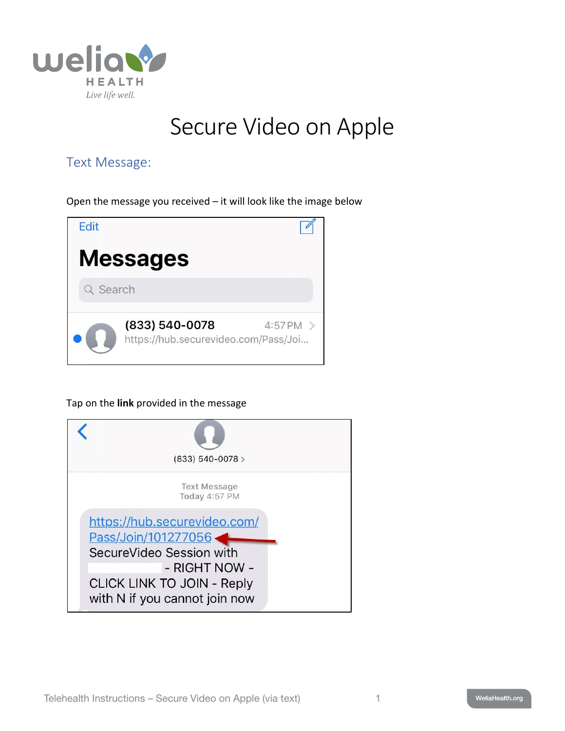# Secure Video on Apple

## Text Message:

Open the message you received – it will look like the image below

Tap on the **link** provided in the message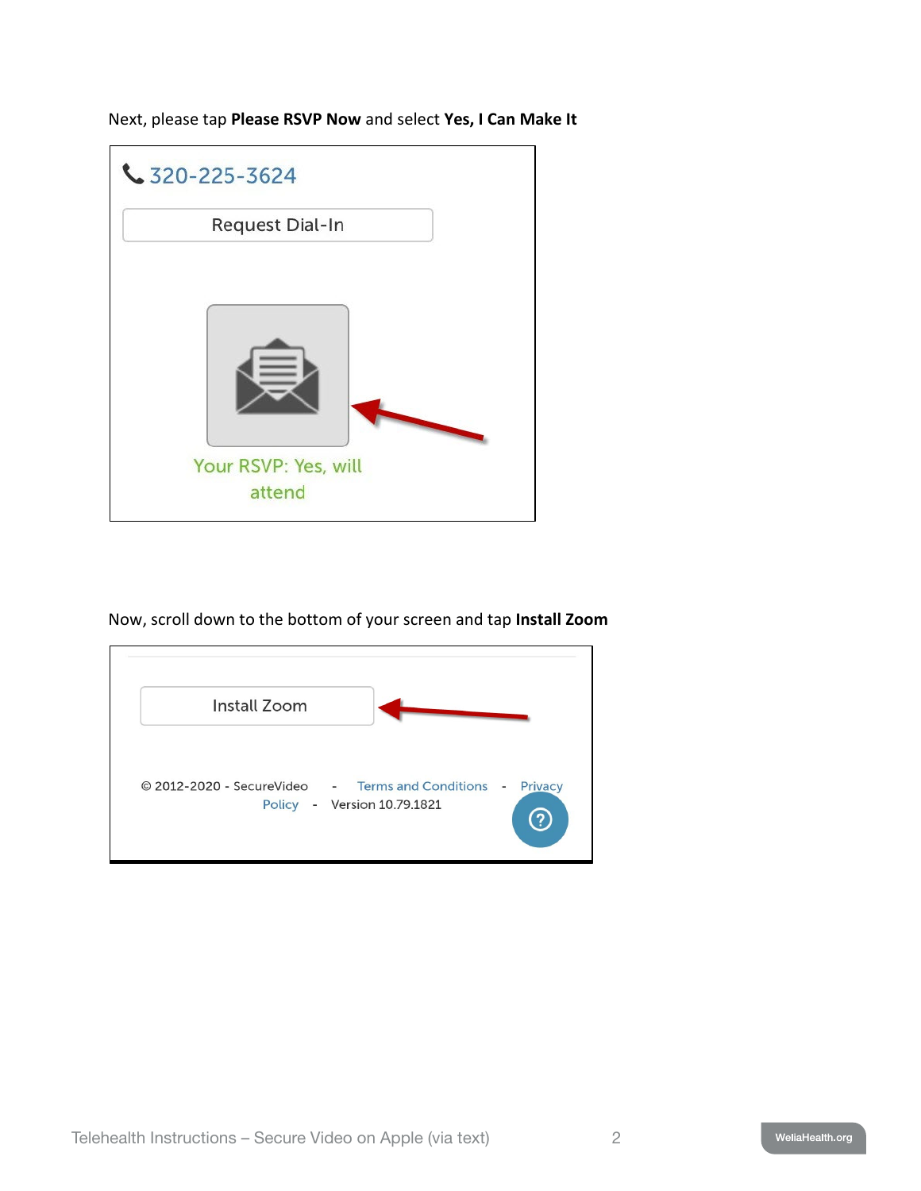Next, please tap **Please RSVP Now** and select **Yes, I Can Make It**

320-225-3624

Request Dial-In

Your RSVP: Yes, will attend

Now, scroll down to the bottom of your screen and tap **Install Zoom**

Install Zoom

© 2012-2020 - SecureVideo - Terms and Conditions - Privacy Policy - Version 10.79.1821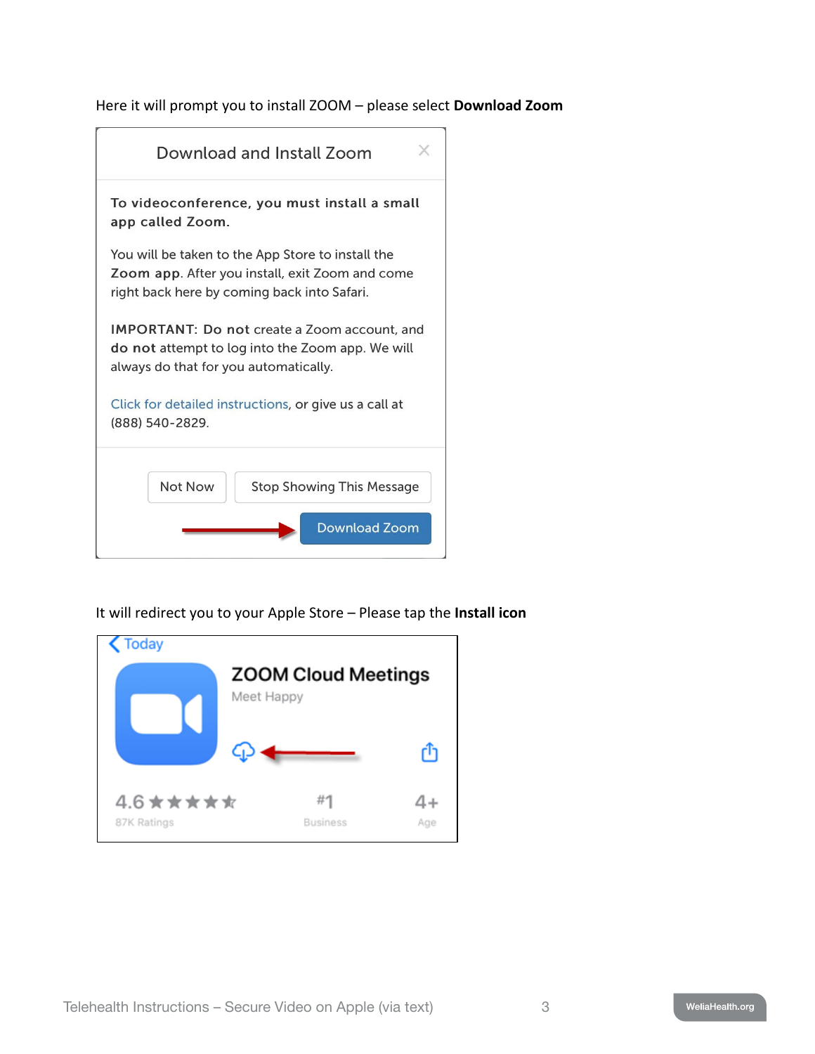Here it will prompt you to install ZOOM – please select **Download Zoom**

Download and Install Zoom

**To videoconference, you must install a small app called Zoom.**

You will be taken to the App Store to install the **Zoom app**. After you install, exit Zoom and come right back here by coming back into Safari.

**IMPORTANT: Do not** create a Zoom account, and **do not** attempt to log into the Zoom app. We will always do that for you automatically.

Click for detailed instructions, or give us a call at (888) 540-2829.

Not Now | Stop Showing This Message

Download Zoom

It will redirect you to your Apple Store – Please tap the **Install icon**

Today

ZOOM Cloud Meetings

Meet Happy

4.6 ★★★★★ 87K Ratings | #1 Business | 4+ Age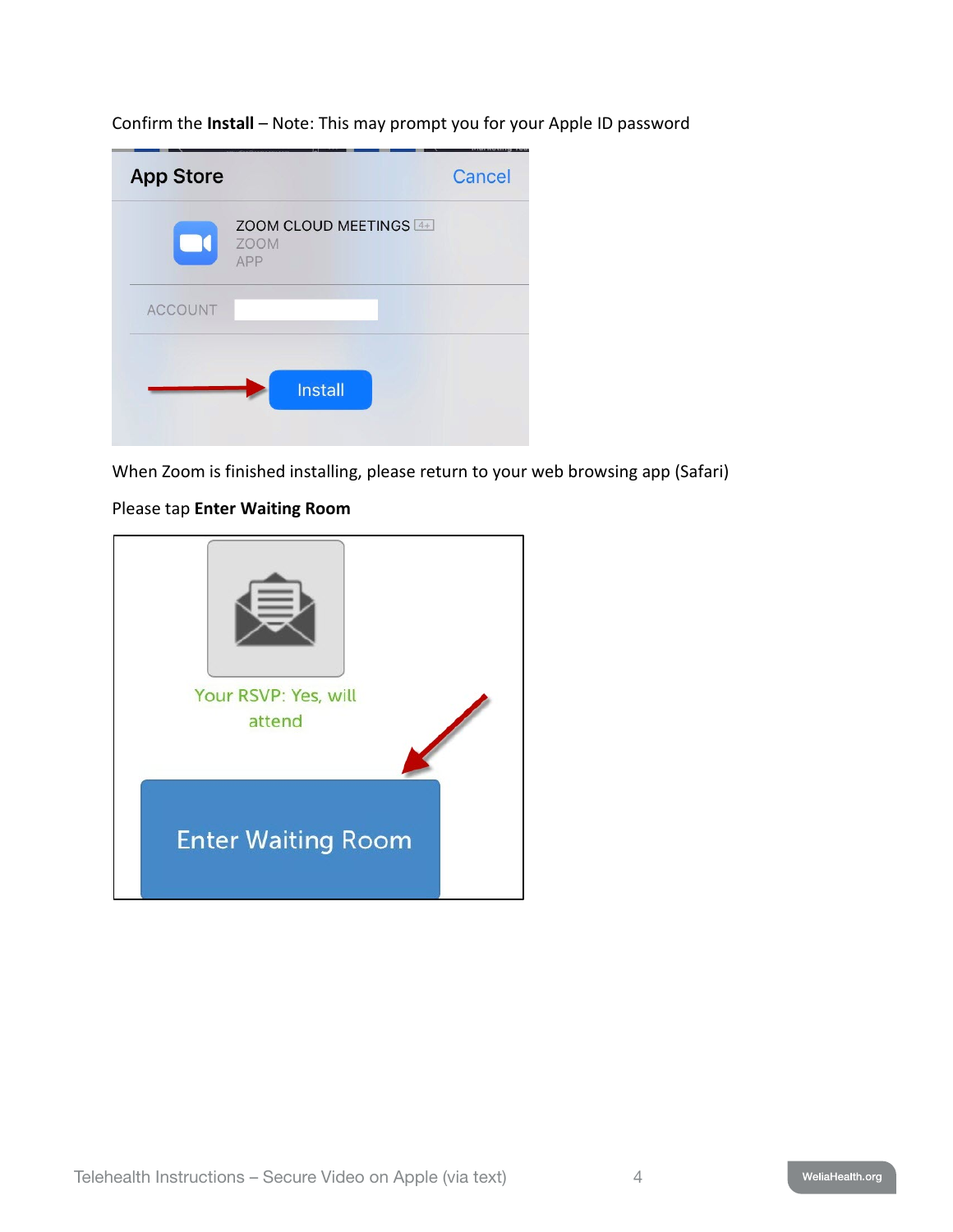Confirm the **Install** – Note: This may prompt you for your Apple ID password

When Zoom is finished installing, please return to your web browsing app (Safari)

Please tap **Enter Waiting Room**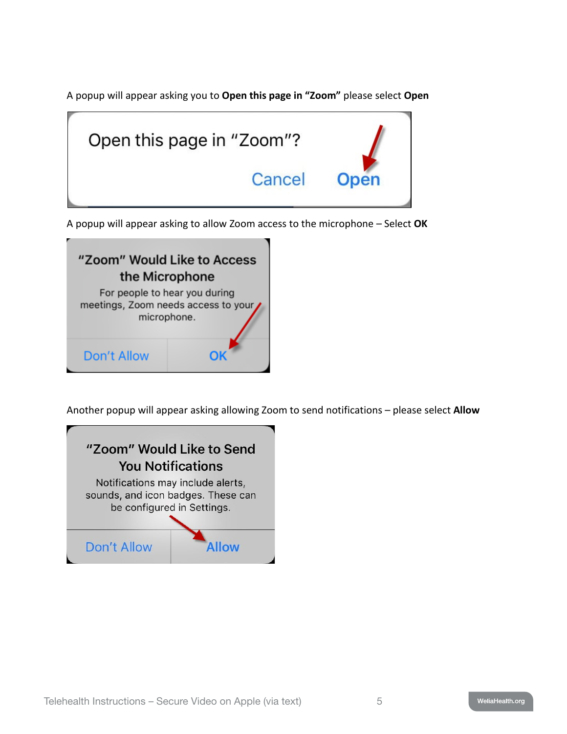A popup will appear asking you to **Open this page in "Zoom"** please select **Open**

A popup will appear asking to allow Zoom access to the microphone – Select **OK**

Another popup will appear asking allowing Zoom to send notifications – please select **Allow**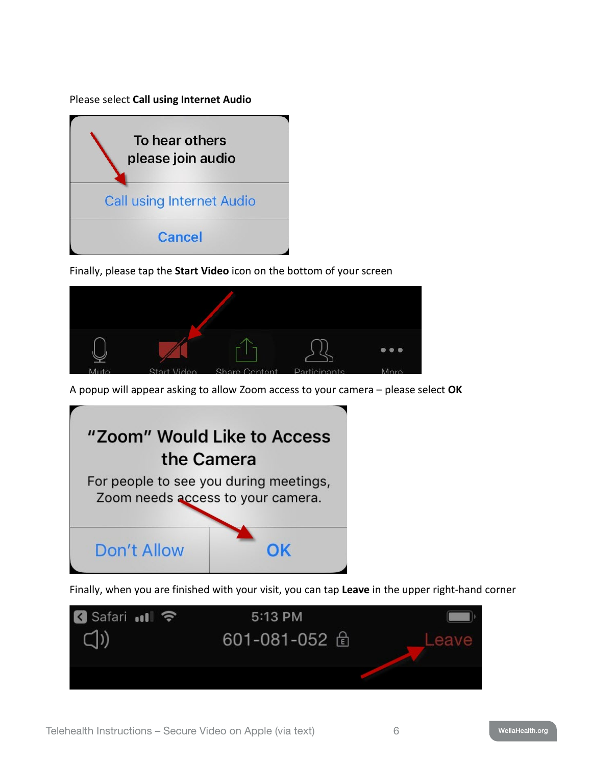Please select **Call using Internet Audio**

Finally, please tap the **Start Video** icon on the bottom of your screen

A popup will appear asking to allow Zoom access to your camera – please select **OK**

Finally, when you are finished with your visit, you can tap **Leave** in the upper right-hand corner